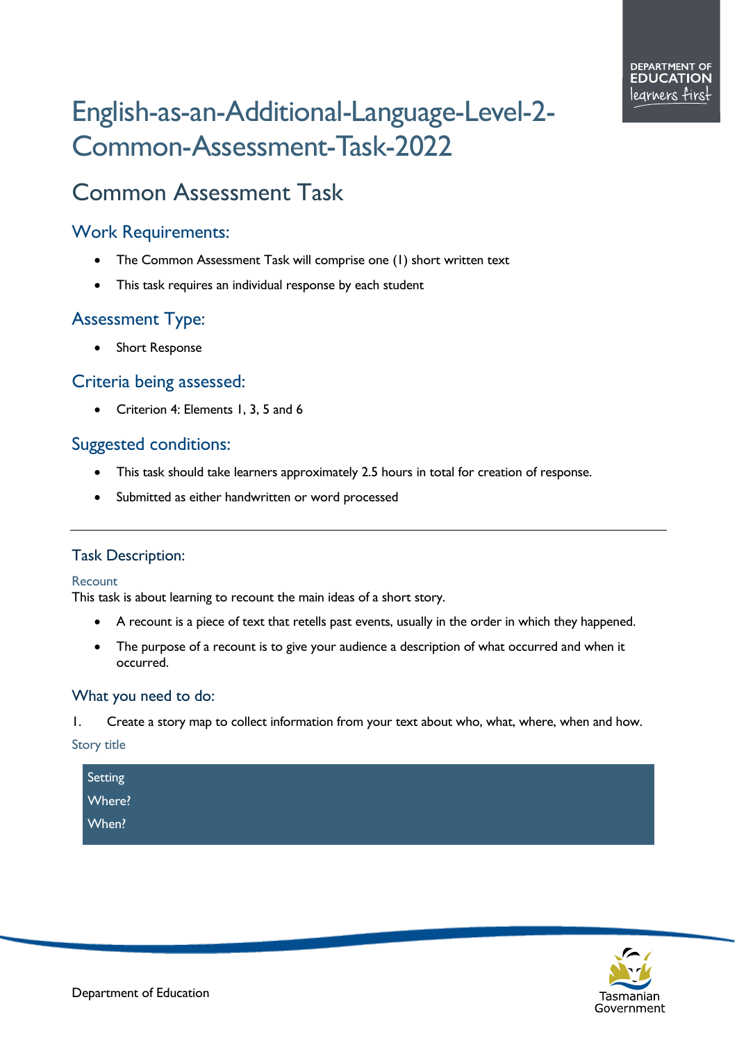# English-as-an-Additional-Language-Level-2-Common-Assessment-Task-2022

## Common Assessment Task

### Work Requirements:

- The Common Assessment Task will comprise one (1) short written text
- This task requires an individual response by each student

### Assessment Type:

- Short Response

### Criteria being assessed:

- Criterion 4: Elements 1, 3, 5 and 6

### Suggested conditions:

- This task should take learners approximately 2.5 hours in total for creation of response.
- Submitted as either handwritten or word processed

---

### Task Description:

#### Recount

This task is about learning to recount the main ideas of a short story.

- A recount is a piece of text that retells past events, usually in the order in which they happened.
- The purpose of a recount is to give your audience a description of what occurred and when it occurred.

### What you need to do:

1. Create a story map to collect information from your text about who, what, where, when and how.

#### Story title

| Setting |
|---|
| Where? |
| When? |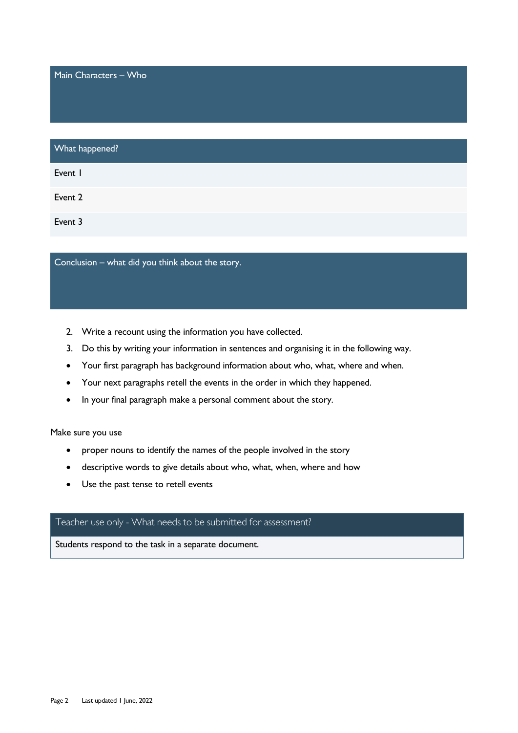| Main Characters – Who |
| --- |
| |

| What happened? |
| --- |
| Event 1 |
| Event 2 |
| Event 3 |

| Conclusion – what did you think about the story. |
| --- |
| |

2. Write a recount using the information you have collected.
3. Do this by writing your information in sentences and organising it in the following way.

- Your first paragraph has background information about who, what, where and when.
- Your next paragraphs retell the events in the order in which they happened.
- In your final paragraph make a personal comment about the story.

Make sure you use

- proper nouns to identify the names of the people involved in the story
- descriptive words to give details about who, what, when, where and how
- Use the past tense to retell events

| Teacher use only - What needs to be submitted for assessment? |
| --- |
| Students respond to the task in a separate document. |